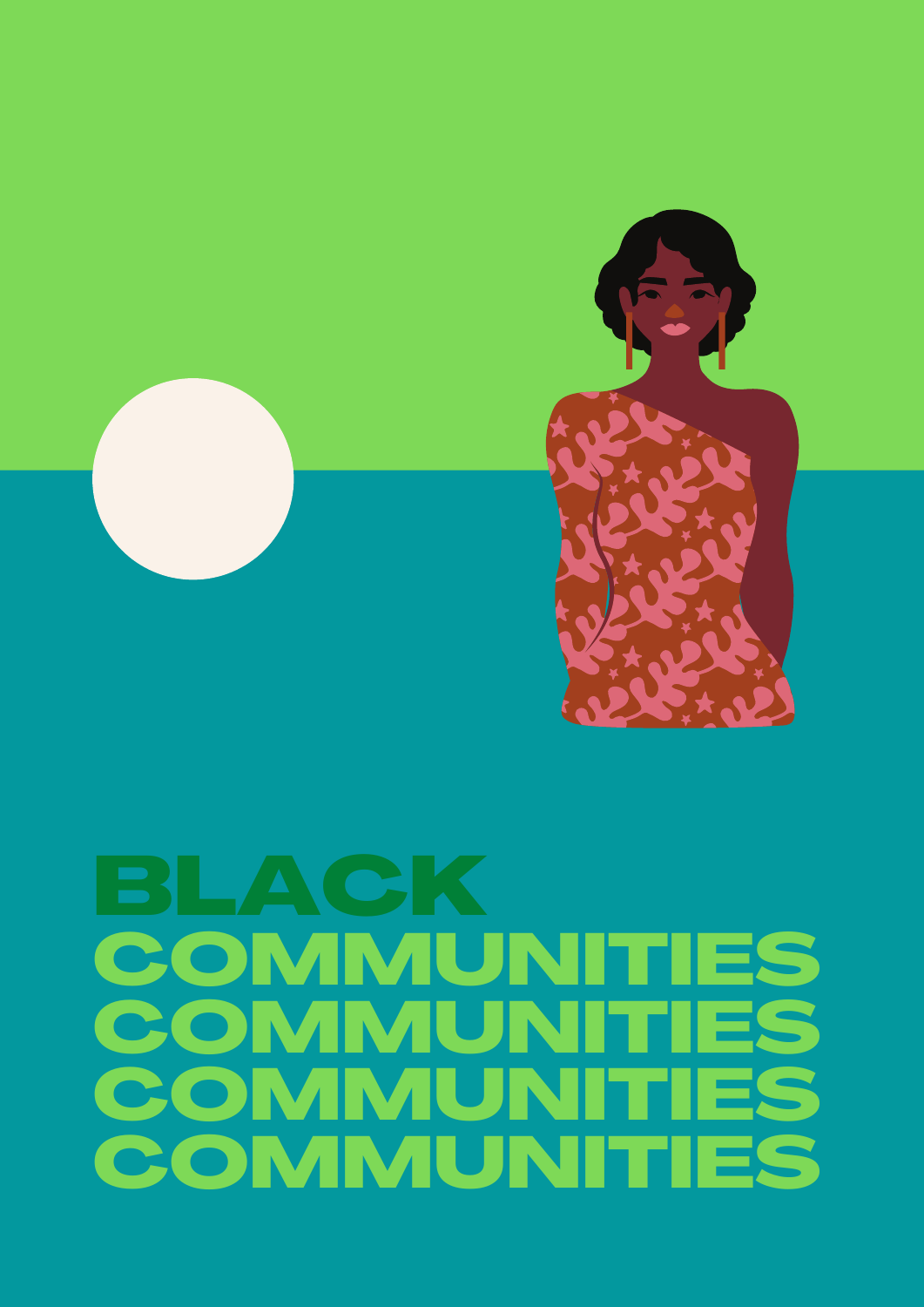# BLACK COMMUNITIES COMMUNITIES COMMUNITIES COMMUNITIES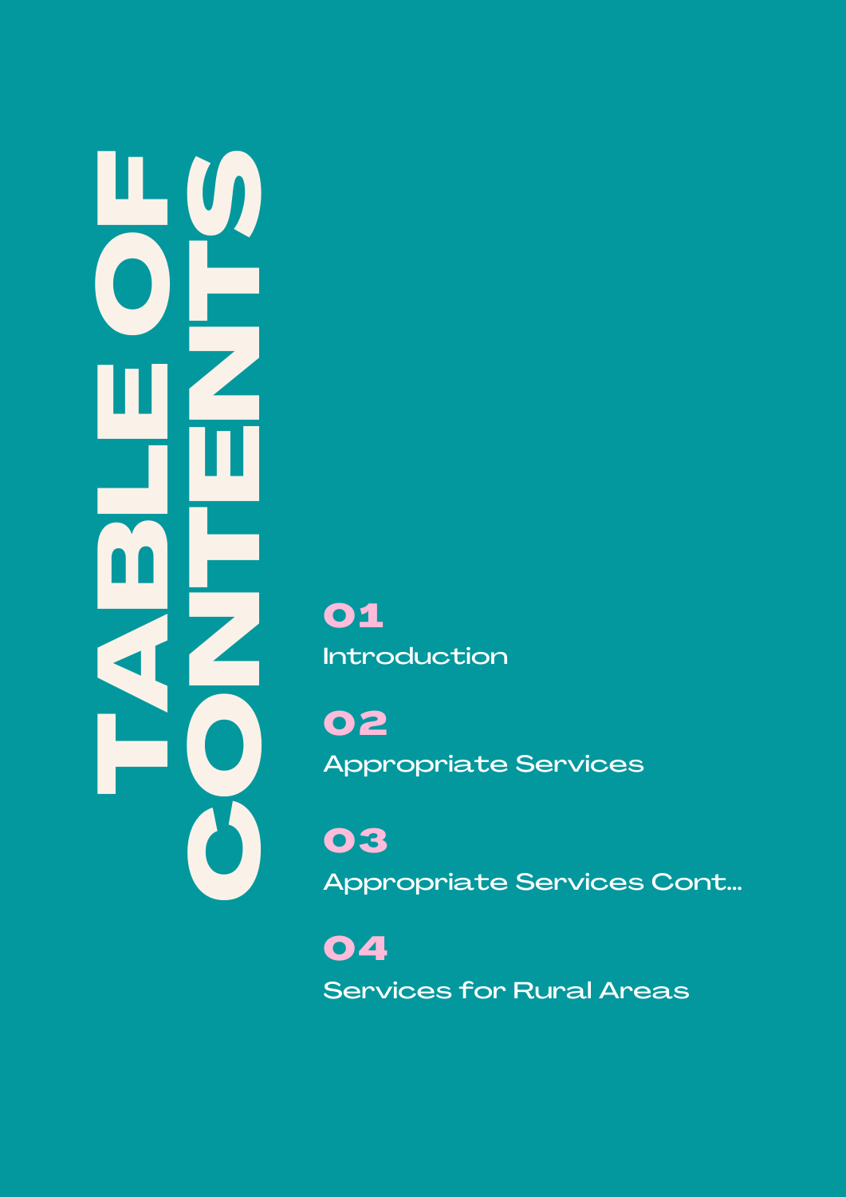# TABLE OF CONTENTS

**01**
Introduction

**02**
Appropriate Services

**03**
Appropriate Services Cont...

**04**
Services for Rural Areas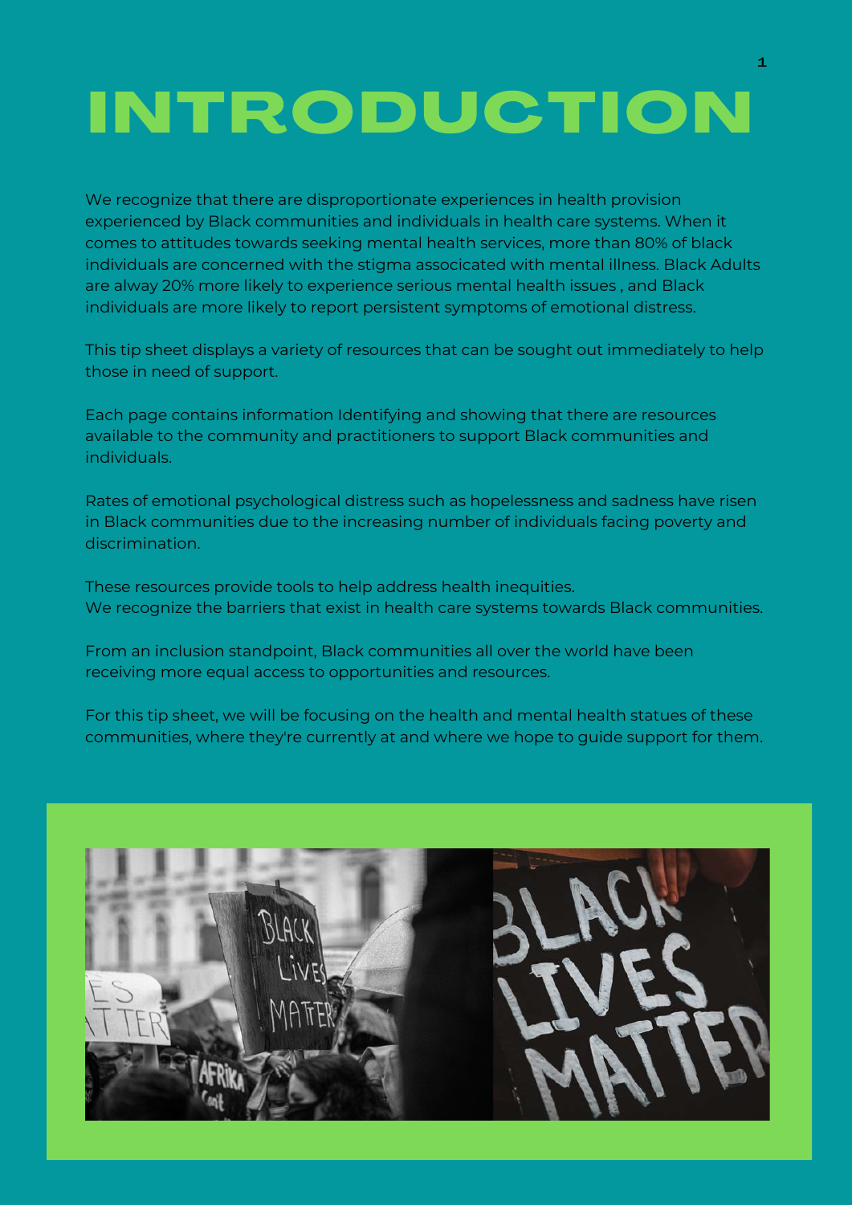# INTRODUCTION

We recognize that there are disproportionate experiences in health provision experienced by Black communities and individuals in health care systems. When it comes to attitudes towards seeking mental health services, more than 80% of black individuals are concerned with the stigma associcated with mental illness. Black Adults are alway 20% more likely to experience serious mental health issues , and Black individuals are more likely to report persistent symptoms of emotional distress.

This tip sheet displays a variety of resources that can be sought out immediately to help those in need of support.

Each page contains information Identifying and showing that there are resources available to the community and practitioners to support Black communities and individuals.

Rates of emotional psychological distress such as hopelessness and sadness have risen in Black communities due to the increasing number of individuals facing poverty and discrimination.

These resources provide tools to help address health inequities.
We recognize the barriers that exist in health care systems towards Black communities.

From an inclusion standpoint, Black communities all over the world have been receiving more equal access to opportunities and resources.

For this tip sheet, we will be focusing on the health and mental health statues of these communities, where they're currently at and where we hope to guide support for them.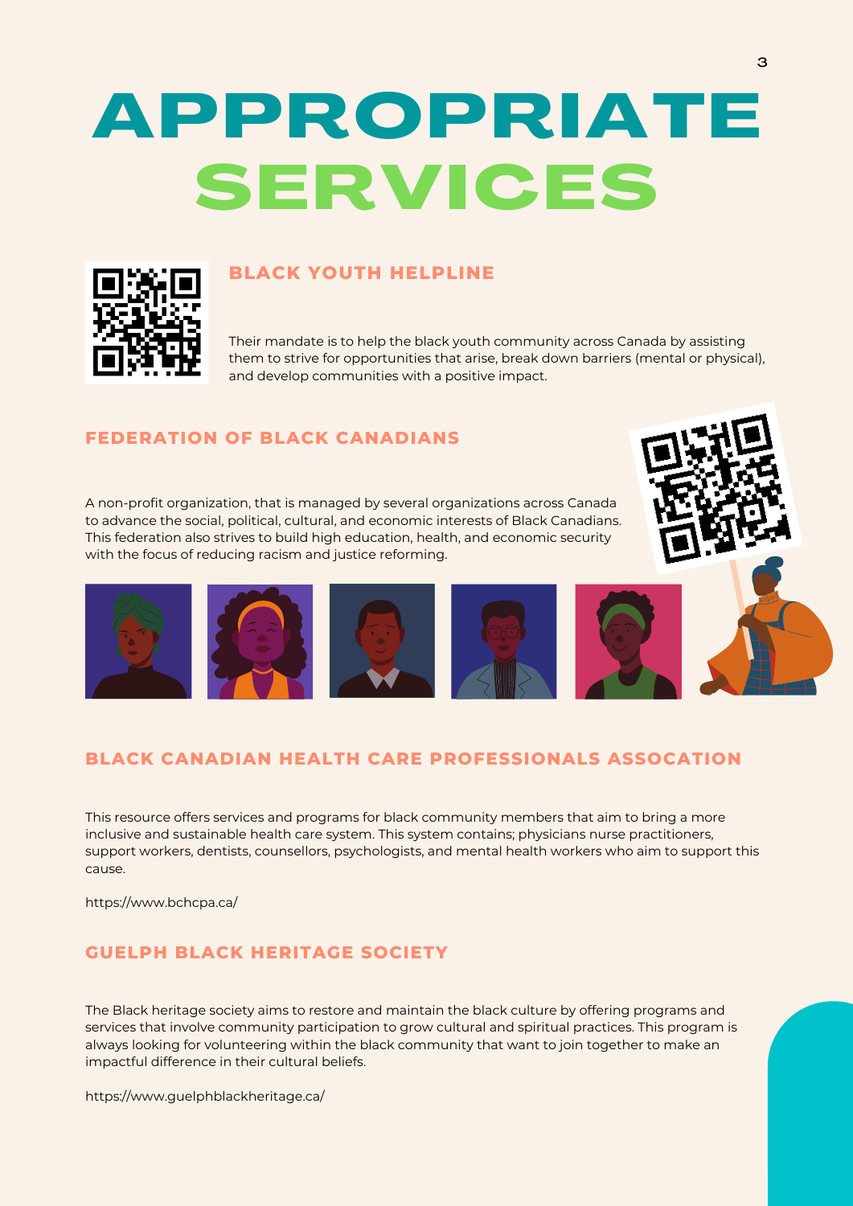# APPROPRIATE SERVICES

## BLACK YOUTH HELPLINE

Their mandate is to help the black youth community across Canada by assisting them to strive for opportunities that arise, break down barriers (mental or physical), and develop communities with a positive impact.

## FEDERATION OF BLACK CANADIANS

A non-profit organization, that is managed by several organizations across Canada to advance the social, political, cultural, and economic interests of Black Canadians. This federation also strives to build high education, health, and economic security with the focus of reducing racism and justice reforming.

## BLACK CANADIAN HEALTH CARE PROFESSIONALS ASSOCATION

This resource offers services and programs for black community members that aim to bring a more inclusive and sustainable health care system. This system contains; physicians nurse practitioners, support workers, dentists, counsellors, psychologists, and mental health workers who aim to support this cause.

https://www.bchcpa.ca/

## GUELPH BLACK HERITAGE SOCIETY

The Black heritage society aims to restore and maintain the black culture by offering programs and services that involve community participation to grow cultural and spiritual practices. This program is always looking for volunteering within the black community that want to join together to make an impactful difference in their cultural beliefs.

https://www.guelphblackheritage.ca/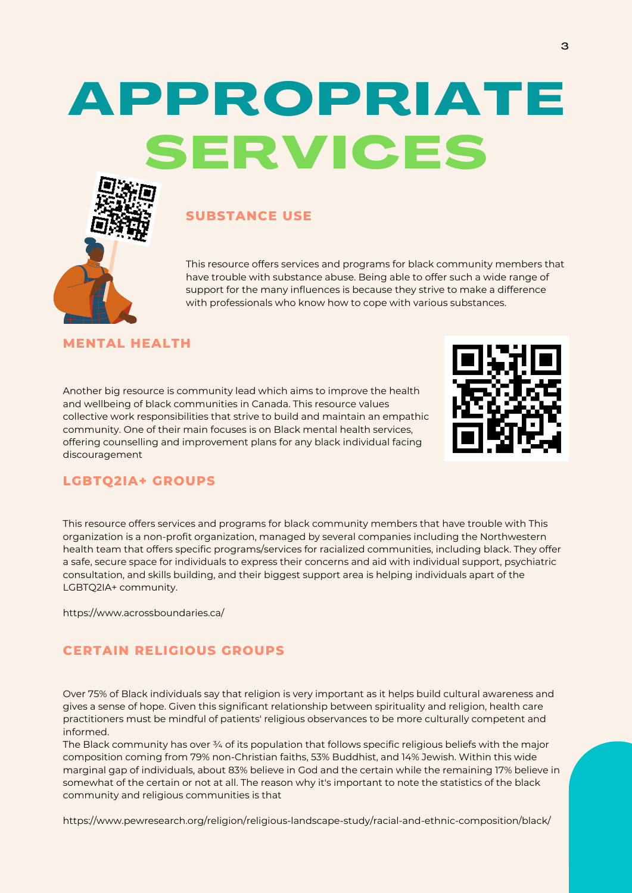# APPROPRIATE SERVICES

## SUBSTANCE USE

This resource offers services and programs for black community members that have trouble with substance abuse. Being able to offer such a wide range of support for the many influences is because they strive to make a difference with professionals who know how to cope with various substances.

## MENTAL HEALTH

Another big resource is community lead which aims to improve the health and wellbeing of black communities in Canada. This resource values collective work responsibilities that strive to build and maintain an empathic community. One of their main focuses is on Black mental health services, offering counselling and improvement plans for any black individual facing discouragement

## LGBTQ2IA+ GROUPS

This resource offers services and programs for black community members that have trouble with This organization is a non-profit organization, managed by several companies including the Northwestern health team that offers specific programs/services for racialized communities, including black. They offer a safe, secure space for individuals to express their concerns and aid with individual support, psychiatric consultation, and skills building, and their biggest support area is helping individuals apart of the LGBTQ2IA+ community.

https://www.acrossboundaries.ca/

## CERTAIN RELIGIOUS GROUPS

Over 75% of Black individuals say that religion is very important as it helps build cultural awareness and gives a sense of hope. Given this significant relationship between spirituality and religion, health care practitioners must be mindful of patients' religious observances to be more culturally competent and informed.

The Black community has over ¾ of its population that follows specific religious beliefs with the major composition coming from 79% non-Christian faiths, 53% Buddhist, and 14% Jewish. Within this wide marginal gap of individuals, about 83% believe in God and the certain while the remaining 17% believe in somewhat of the certain or not at all. The reason why it's important to note the statistics of the black community and religious communities is that

https://www.pewresearch.org/religion/religious-landscape-study/racial-and-ethnic-composition/black/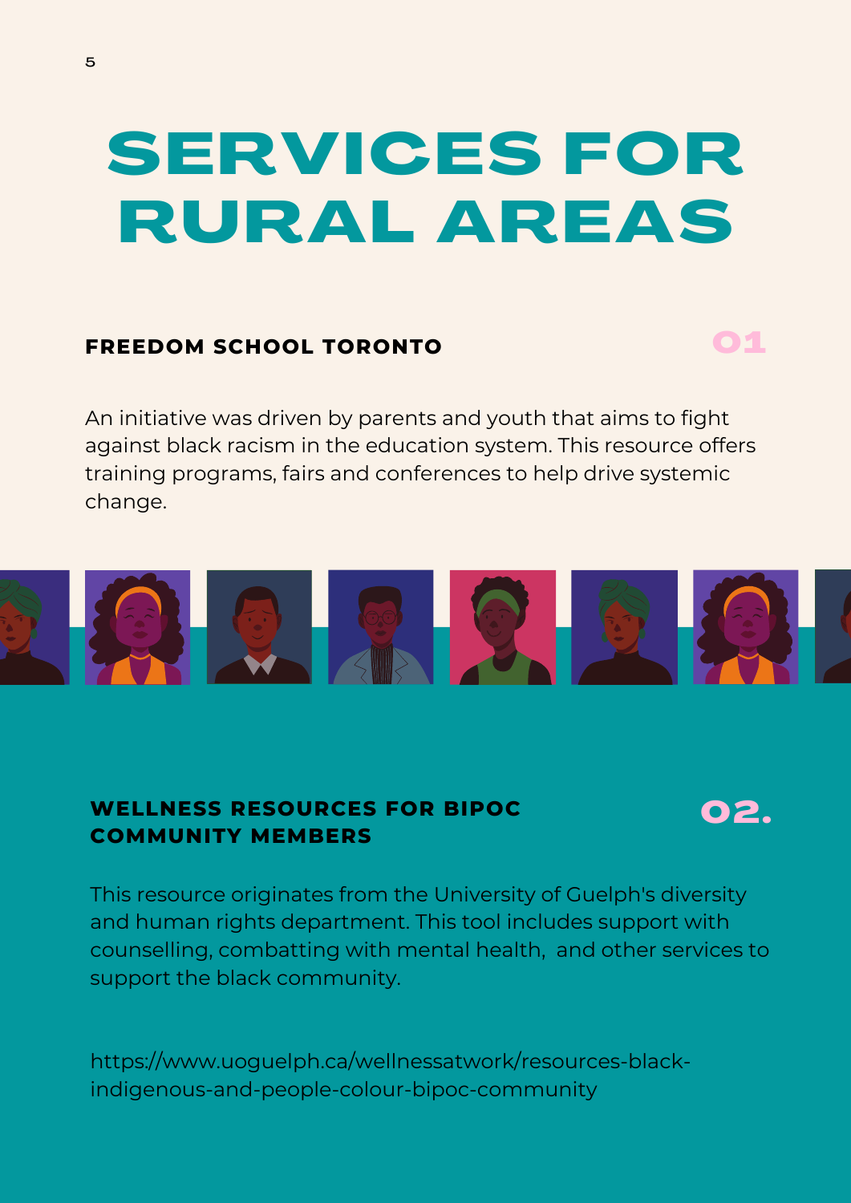# SERVICES FOR RURAL AREAS

## FREEDOM SCHOOL TORONTO

01

An initiative was driven by parents and youth that aims to fight against black racism in the education system. This resource offers training programs, fairs and conferences to help drive systemic change.

## WELLNESS RESOURCES FOR BIPOC COMMUNITY MEMBERS

02.

This resource originates from the University of Guelph's diversity and human rights department. This tool includes support with counselling, combatting with mental health, and other services to support the black community.

https://www.uoguelph.ca/wellnessatwork/resources-black-indigenous-and-people-colour-bipoc-community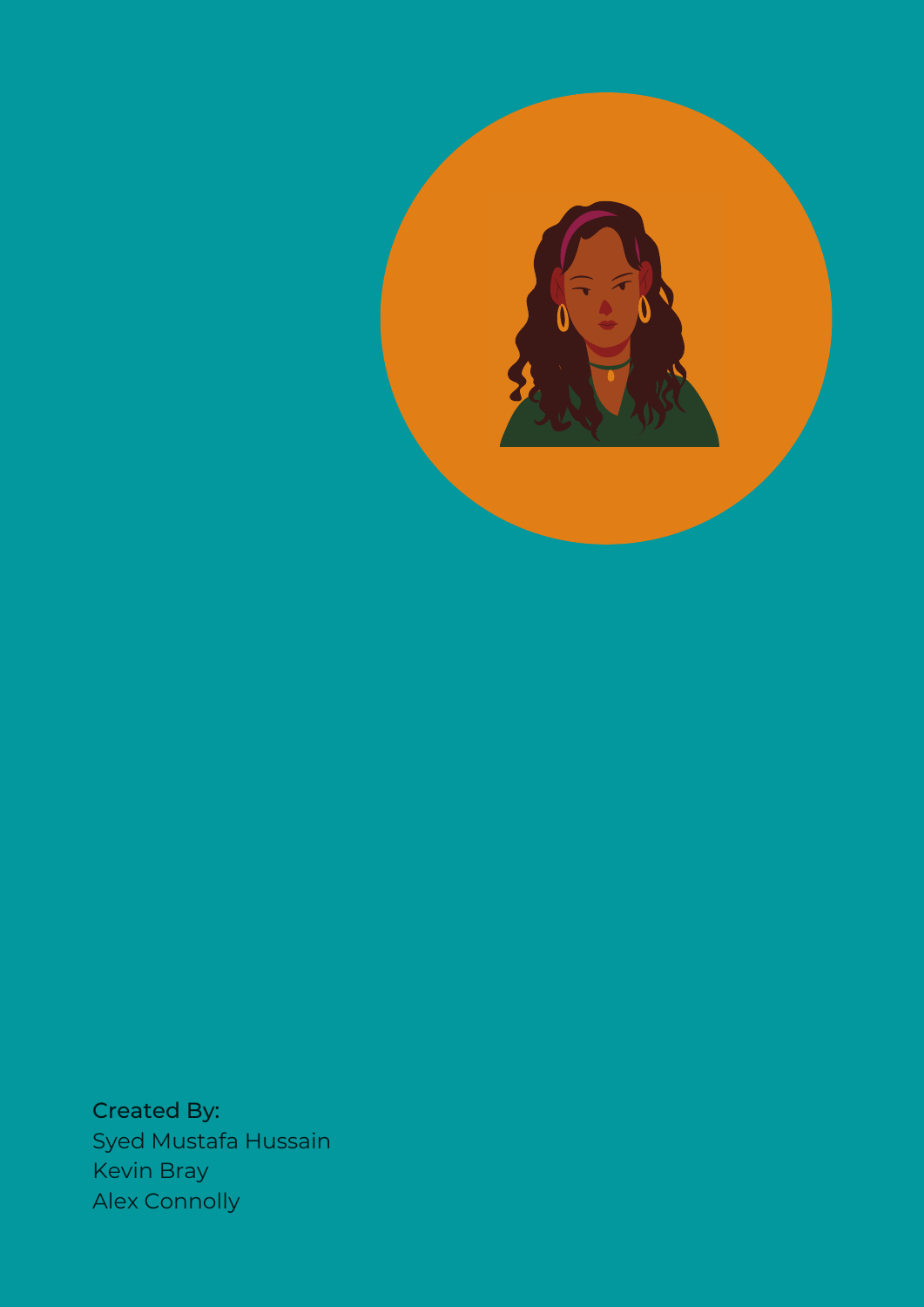**Created By:**
Syed Mustafa Hussain
Kevin Bray
Alex Connolly